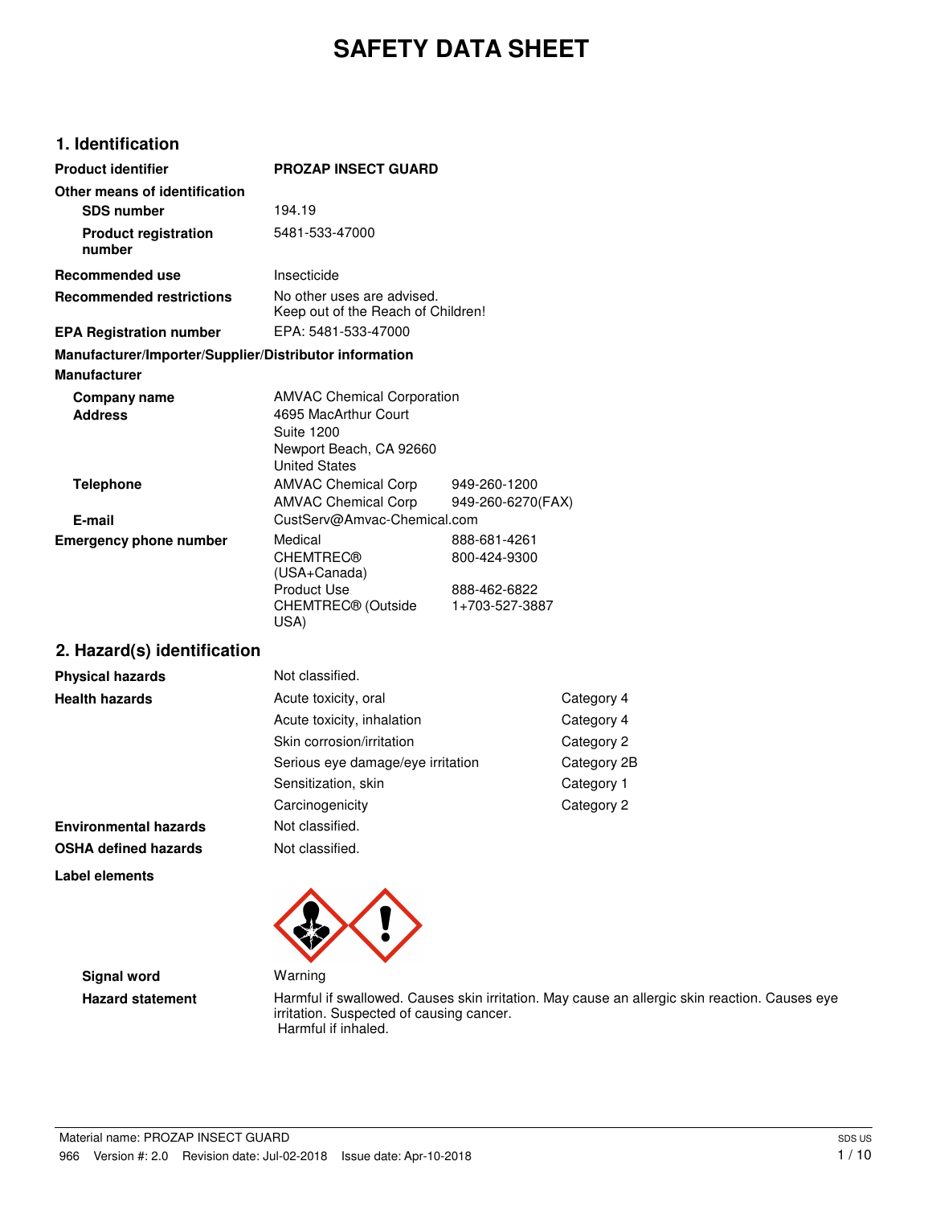# SAFETY DATA SHEET

## 1. Identification

| | | |
|---|---|---|
| **Product identifier** | **PROZAP INSECT GUARD** | |
| **Other means of identification** | | |
| **SDS number** | 194.19 | |
| **Product registration number** | 5481-533-47000 | |
| **Recommended use** | Insecticide | |
| **Recommended restrictions** | No other uses are advised.<br>Keep out of the Reach of Children! | |
| **EPA Registration number** | EPA: 5481-533-47000 | |

**Manufacturer/Importer/Supplier/Distributor information**

**Manufacturer**

| | | |
|---|---|---|
| **Company name** | AMVAC Chemical Corporation | |
| **Address** | 4695 MacArthur Court<br>Suite 1200<br>Newport Beach, CA 92660<br>United States | |
| **Telephone** | AMVAC Chemical Corp | 949-260-1200 |
| | AMVAC Chemical Corp | 949-260-6270(FAX) |
| **E-mail** | CustServ@Amvac-Chemical.com | |
| **Emergency phone number** | Medical | 888-681-4261 |
| | CHEMTREC® (USA+Canada) | 800-424-9300 |
| | Product Use | 888-462-6822 |
| | CHEMTREC® (Outside USA) | 1+703-527-3887 |

## 2. Hazard(s) identification

| | | |
|---|---|---|
| **Physical hazards** | Not classified. | |
| **Health hazards** | Acute toxicity, oral | Category 4 |
| | Acute toxicity, inhalation | Category 4 |
| | Skin corrosion/irritation | Category 2 |
| | Serious eye damage/eye irritation | Category 2B |
| | Sensitization, skin | Category 1 |
| | Carcinogenicity | Category 2 |
| **Environmental hazards** | Not classified. | |
| **OSHA defined hazards** | Not classified. | |

**Label elements**

**Signal word** Warning

**Hazard statement** Harmful if swallowed. Causes skin irritation. May cause an allergic skin reaction. Causes eye irritation. Suspected of causing cancer.
Harmful if inhaled.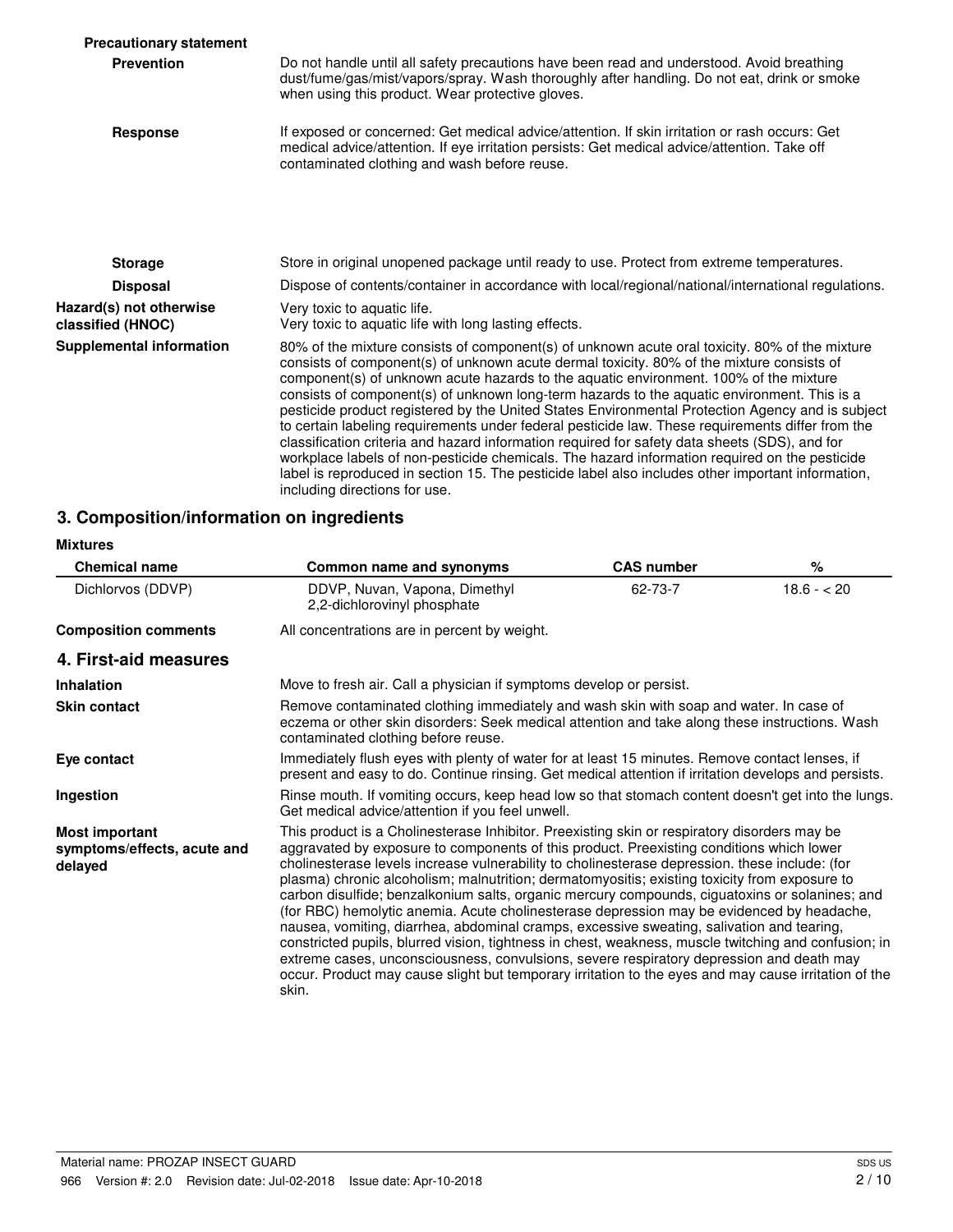**Precautionary statement**

**Prevention**

Do not handle until all safety precautions have been read and understood. Avoid breathing dust/fume/gas/mist/vapors/spray. Wash thoroughly after handling. Do not eat, drink or smoke when using this product. Wear protective gloves.

**Response**

If exposed or concerned: Get medical advice/attention. If skin irritation or rash occurs: Get medical advice/attention. If eye irritation persists: Get medical advice/attention. Take off contaminated clothing and wash before reuse.

**Storage**

Store in original unopened package until ready to use. Protect from extreme temperatures.

**Disposal**

Dispose of contents/container in accordance with local/regional/national/international regulations.

**Hazard(s) not otherwise classified (HNOC)**

Very toxic to aquatic life.
Very toxic to aquatic life with long lasting effects.

**Supplemental information**

80% of the mixture consists of component(s) of unknown acute oral toxicity. 80% of the mixture consists of component(s) of unknown acute dermal toxicity. 80% of the mixture consists of component(s) of unknown acute hazards to the aquatic environment. 100% of the mixture consists of component(s) of unknown long-term hazards to the aquatic environment. This is a pesticide product registered by the United States Environmental Protection Agency and is subject to certain labeling requirements under federal pesticide law. These requirements differ from the classification criteria and hazard information required for safety data sheets (SDS), and for workplace labels of non-pesticide chemicals. The hazard information required on the pesticide label is reproduced in section 15. The pesticide label also includes other important information, including directions for use.

## 3. Composition/information on ingredients

**Mixtures**

| Chemical name | Common name and synonyms | CAS number | % |
|---|---|---|---|
| Dichlorvos (DDVP) | DDVP, Nuvan, Vapona, Dimethyl 2,2-dichlorovinyl phosphate | 62-73-7 | 18.6 - < 20 |

**Composition comments**

All concentrations are in percent by weight.

## 4. First-aid measures

**Inhalation**

Move to fresh air. Call a physician if symptoms develop or persist.

**Skin contact**

Remove contaminated clothing immediately and wash skin with soap and water. In case of eczema or other skin disorders: Seek medical attention and take along these instructions. Wash contaminated clothing before reuse.

**Eye contact**

Immediately flush eyes with plenty of water for at least 15 minutes. Remove contact lenses, if present and easy to do. Continue rinsing. Get medical attention if irritation develops and persists.

**Ingestion**

Rinse mouth. If vomiting occurs, keep head low so that stomach content doesn't get into the lungs. Get medical advice/attention if you feel unwell.

**Most important symptoms/effects, acute and delayed**

This product is a Cholinesterase Inhibitor. Preexisting skin or respiratory disorders may be aggravated by exposure to components of this product. Preexisting conditions which lower cholinesterase levels increase vulnerability to cholinesterase depression. these include: (for plasma) chronic alcoholism; malnutrition; dermatomyositis; existing toxicity from exposure to carbon disulfide; benzalkonium salts, organic mercury compounds, ciguatoxins or solanines; and (for RBC) hemolytic anemia. Acute cholinesterase depression may be evidenced by headache, nausea, vomiting, diarrhea, abdominal cramps, excessive sweating, salivation and tearing, constricted pupils, blurred vision, tightness in chest, weakness, muscle twitching and confusion; in extreme cases, unconsciousness, convulsions, severe respiratory depression and death may occur. Product may cause slight but temporary irritation to the eyes and may cause irritation of the skin.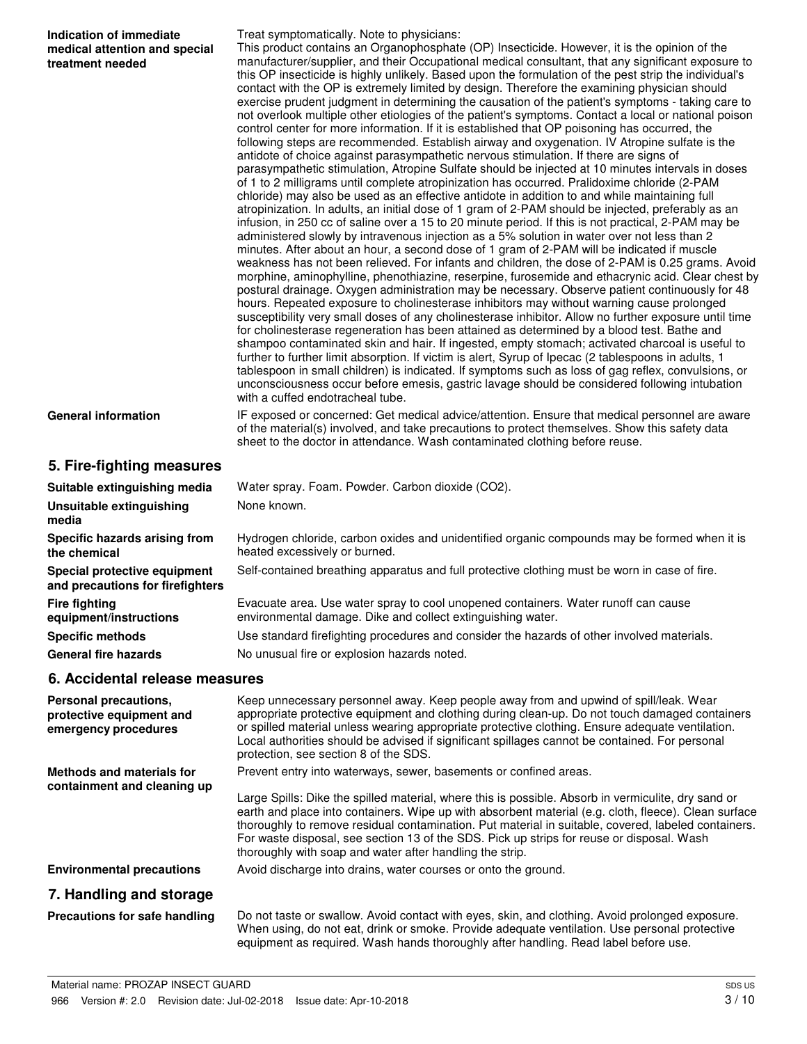**Indication of immediate medical attention and special treatment needed**

Treat symptomatically. Note to physicians:
This product contains an Organophosphate (OP) Insecticide. However, it is the opinion of the manufacturer/supplier, and their Occupational medical consultant, that any significant exposure to this OP insecticide is highly unlikely. Based upon the formulation of the pest strip the individual's contact with the OP is extremely limited by design. Therefore the examining physician should exercise prudent judgment in determining the causation of the patient's symptoms - taking care to not overlook multiple other etiologies of the patient's symptoms. Contact a local or national poison control center for more information. If it is established that OP poisoning has occurred, the following steps are recommended. Establish airway and oxygenation. IV Atropine sulfate is the antidote of choice against parasympathetic nervous stimulation. If there are signs of parasympathetic stimulation, Atropine Sulfate should be injected at 10 minutes intervals in doses of 1 to 2 milligrams until complete atropinization has occurred. Pralidoxime chloride (2-PAM chloride) may also be used as an effective antidote in addition to and while maintaining full atropinization. In adults, an initial dose of 1 gram of 2-PAM should be injected, preferably as an infusion, in 250 cc of saline over a 15 to 20 minute period. If this is not practical, 2-PAM may be administered slowly by intravenous injection as a 5% solution in water over not less than 2 minutes. After about an hour, a second dose of 1 gram of 2-PAM will be indicated if muscle weakness has not been relieved. For infants and children, the dose of 2-PAM is 0.25 grams. Avoid morphine, aminophylline, phenothiazine, reserpine, furosemide and ethacrynic acid. Clear chest by postural drainage. Oxygen administration may be necessary. Observe patient continuously for 48 hours. Repeated exposure to cholinesterase inhibitors may without warning cause prolonged susceptibility very small doses of any cholinesterase inhibitor. Allow no further exposure until time for cholinesterase regeneration has been attained as determined by a blood test. Bathe and shampoo contaminated skin and hair. If ingested, empty stomach; activated charcoal is useful to further to further limit absorption. If victim is alert, Syrup of Ipecac (2 tablespoons in adults, 1 tablespoon in small children) is indicated. If symptoms such as loss of gag reflex, convulsions, or unconsciousness occur before emesis, gastric lavage should be considered following intubation with a cuffed endotracheal tube.

**General information**

IF exposed or concerned: Get medical advice/attention. Ensure that medical personnel are aware of the material(s) involved, and take precautions to protect themselves. Show this safety data sheet to the doctor in attendance. Wash contaminated clothing before reuse.

## 5. Fire-fighting measures

**Suitable extinguishing media**

Water spray. Foam. Powder. Carbon dioxide ($CO_2$).

**Unsuitable extinguishing media**

None known.

**Specific hazards arising from the chemical**

Hydrogen chloride, carbon oxides and unidentified organic compounds may be formed when it is heated excessively or burned.

**Special protective equipment and precautions for firefighters**

Self-contained breathing apparatus and full protective clothing must be worn in case of fire.

**Fire fighting equipment/instructions**

Evacuate area. Use water spray to cool unopened containers. Water runoff can cause environmental damage. Dike and collect extinguishing water.

**Specific methods**

Use standard firefighting procedures and consider the hazards of other involved materials.

**General fire hazards**

No unusual fire or explosion hazards noted.

## 6. Accidental release measures

**Personal precautions, protective equipment and emergency procedures**

Keep unnecessary personnel away. Keep people away from and upwind of spill/leak. Wear appropriate protective equipment and clothing during clean-up. Do not touch damaged containers or spilled material unless wearing appropriate protective clothing. Ensure adequate ventilation. Local authorities should be advised if significant spillages cannot be contained. For personal protection, see section 8 of the SDS.

**Methods and materials for containment and cleaning up**

Prevent entry into waterways, sewer, basements or confined areas.

Large Spills: Dike the spilled material, where this is possible. Absorb in vermiculite, dry sand or earth and place into containers. Wipe up with absorbent material (e.g. cloth, fleece). Clean surface thoroughly to remove residual contamination. Put material in suitable, covered, labeled containers. For waste disposal, see section 13 of the SDS. Pick up strips for reuse or disposal. Wash thoroughly with soap and water after handling the strip.

**Environmental precautions**

Avoid discharge into drains, water courses or onto the ground.

## 7. Handling and storage

**Precautions for safe handling**

Do not taste or swallow. Avoid contact with eyes, skin, and clothing. Avoid prolonged exposure. When using, do not eat, drink or smoke. Provide adequate ventilation. Use personal protective equipment as required. Wash hands thoroughly after handling. Read label before use.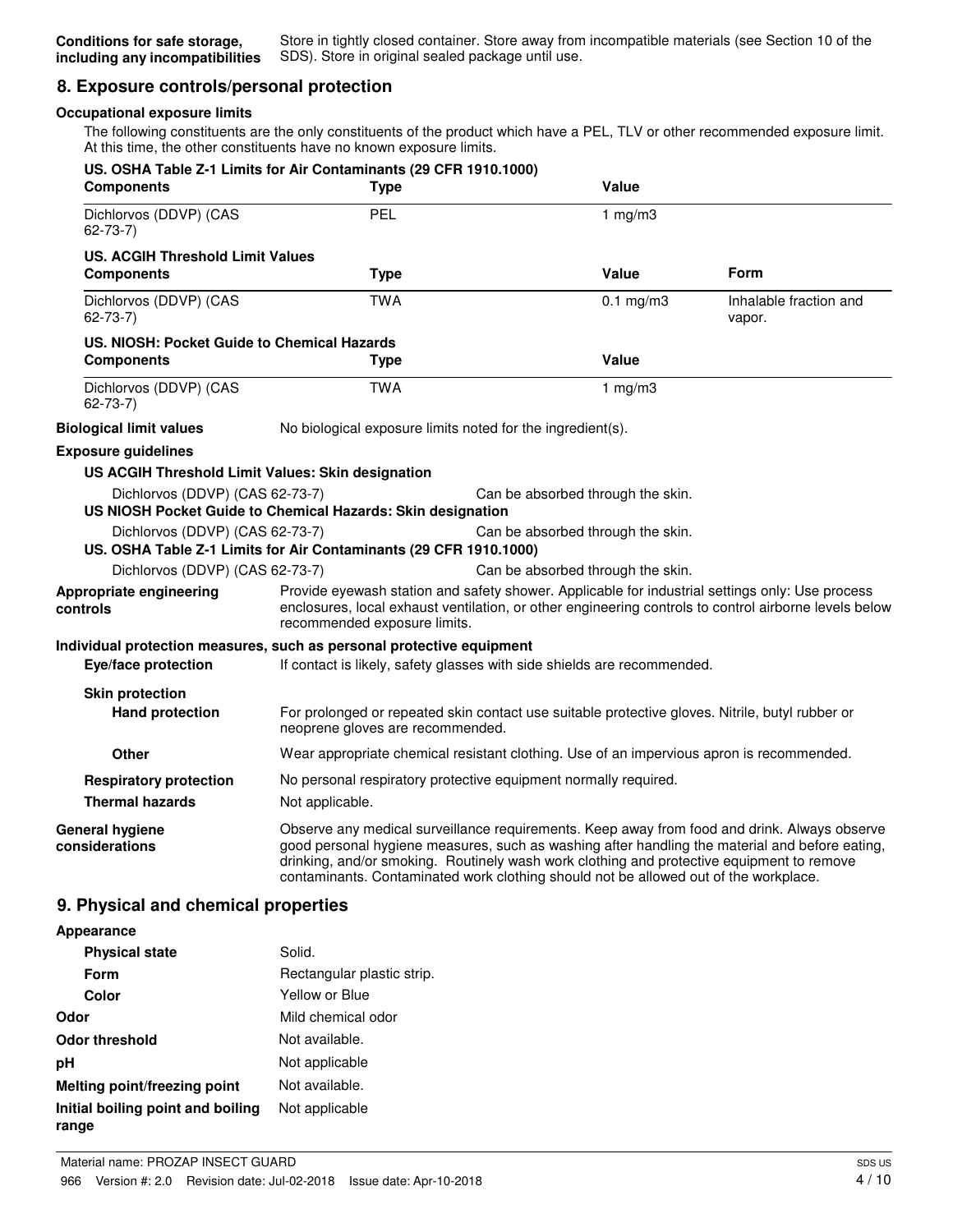**Conditions for safe storage, including any incompatibilities** Store in tightly closed container. Store away from incompatible materials (see Section 10 of the SDS). Store in original sealed package until use.

## 8. Exposure controls/personal protection

**Occupational exposure limits**

The following constituents are the only constituents of the product which have a PEL, TLV or other recommended exposure limit. At this time, the other constituents have no known exposure limits.

**US. OSHA Table Z-1 Limits for Air Contaminants (29 CFR 1910.1000)**

| Components | Type | Value |
|---|---|---|
| Dichlorvos (DDVP) (CAS 62-73-7) | PEL | 1 mg/m3 |

**US. ACGIH Threshold Limit Values**

| Components | Type | Value | Form |
|---|---|---|---|
| Dichlorvos (DDVP) (CAS 62-73-7) | TWA | 0.1 mg/m3 | Inhalable fraction and vapor. |

**US. NIOSH: Pocket Guide to Chemical Hazards**

| Components | Type | Value |
|---|---|---|
| Dichlorvos (DDVP) (CAS 62-73-7) | TWA | 1 mg/m3 |

**Biological limit values** No biological exposure limits noted for the ingredient(s).

**Exposure guidelines**

**US ACGIH Threshold Limit Values: Skin designation**

Dichlorvos (DDVP) (CAS 62-73-7) Can be absorbed through the skin.

**US NIOSH Pocket Guide to Chemical Hazards: Skin designation**

Dichlorvos (DDVP) (CAS 62-73-7) Can be absorbed through the skin.

**US. OSHA Table Z-1 Limits for Air Contaminants (29 CFR 1910.1000)**

Dichlorvos (DDVP) (CAS 62-73-7) Can be absorbed through the skin.

**Appropriate engineering controls** Provide eyewash station and safety shower. Applicable for industrial settings only: Use process enclosures, local exhaust ventilation, or other engineering controls to control airborne levels below recommended exposure limits.

**Individual protection measures, such as personal protective equipment**

**Eye/face protection** If contact is likely, safety glasses with side shields are recommended.

**Skin protection**

**Hand protection** For prolonged or repeated skin contact use suitable protective gloves. Nitrile, butyl rubber or neoprene gloves are recommended.

**Other** Wear appropriate chemical resistant clothing. Use of an impervious apron is recommended.

**Respiratory protection** No personal respiratory protective equipment normally required.

**Thermal hazards** Not applicable.

**General hygiene considerations** Observe any medical surveillance requirements. Keep away from food and drink. Always observe good personal hygiene measures, such as washing after handling the material and before eating, drinking, and/or smoking. Routinely wash work clothing and protective equipment to remove contaminants. Contaminated work clothing should not be allowed out of the workplace.

## 9. Physical and chemical properties

**Appearance**

**Physical state** Solid.

**Form** Rectangular plastic strip.

**Color** Yellow or Blue

**Odor** Mild chemical odor

**Odor threshold** Not available.

**pH** Not applicable

**Melting point/freezing point** Not available.

**Initial boiling point and boiling range** Not applicable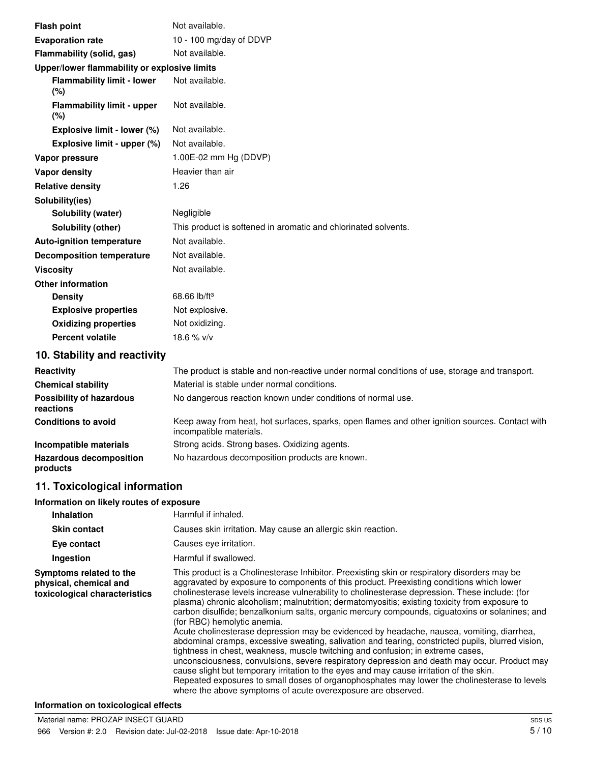| | |
|---|---|
| **Flash point** | Not available. |
| **Evaporation rate** | 10 - 100 mg/day of DDVP |
| **Flammability (solid, gas)** | Not available. |
| **Upper/lower flammability or explosive limits** | |
| **Flammability limit - lower (%)** | Not available. |
| **Flammability limit - upper (%)** | Not available. |
| **Explosive limit - lower (%)** | Not available. |
| **Explosive limit - upper (%)** | Not available. |
| **Vapor pressure** | 1.00E-02 mm Hg (DDVP) |
| **Vapor density** | Heavier than air |
| **Relative density** | 1.26 |
| **Solubility(ies)** | |
| **Solubility (water)** | Negligible |
| **Solubility (other)** | This product is softened in aromatic and chlorinated solvents. |
| **Auto-ignition temperature** | Not available. |
| **Decomposition temperature** | Not available. |
| **Viscosity** | Not available. |
| **Other information** | |
| **Density** | 68.66 lb/ft³ |
| **Explosive properties** | Not explosive. |
| **Oxidizing properties** | Not oxidizing. |
| **Percent volatile** | 18.6 % v/v |

## 10. Stability and reactivity

| | |
|---|---|
| **Reactivity** | The product is stable and non-reactive under normal conditions of use, storage and transport. |
| **Chemical stability** | Material is stable under normal conditions. |
| **Possibility of hazardous reactions** | No dangerous reaction known under conditions of normal use. |
| **Conditions to avoid** | Keep away from heat, hot surfaces, sparks, open flames and other ignition sources. Contact with incompatible materials. |
| **Incompatible materials** | Strong acids. Strong bases. Oxidizing agents. |
| **Hazardous decomposition products** | No hazardous decomposition products are known. |

## 11. Toxicological information

**Information on likely routes of exposure**

| | |
|---|---|
| **Inhalation** | Harmful if inhaled. |
| **Skin contact** | Causes skin irritation. May cause an allergic skin reaction. |
| **Eye contact** | Causes eye irritation. |
| **Ingestion** | Harmful if swallowed. |
| **Symptoms related to the physical, chemical and toxicological characteristics** | This product is a Cholinesterase Inhibitor. Preexisting skin or respiratory disorders may be aggravated by exposure to components of this product. Preexisting conditions which lower cholinesterase levels increase vulnerability to cholinesterase depression. These include: (for plasma) chronic alcoholism; malnutrition; dermatomyositis; existing toxicity from exposure to carbon disulfide; benzalkonium salts, organic mercury compounds, ciguatoxins or solanines; and (for RBC) hemolytic anemia.<br>Acute cholinesterase depression may be evidenced by headache, nausea, vomiting, diarrhea, abdominal cramps, excessive sweating, salivation and tearing, constricted pupils, blurred vision, tightness in chest, weakness, muscle twitching and confusion; in extreme cases, unconsciousness, convulsions, severe respiratory depression and death may occur. Product may cause slight but temporary irritation to the eyes and may cause irritation of the skin.<br>Repeated exposures to small doses of organophosphates may lower the cholinesterase to levels where the above symptoms of acute overexposure are observed. |

**Information on toxicological effects**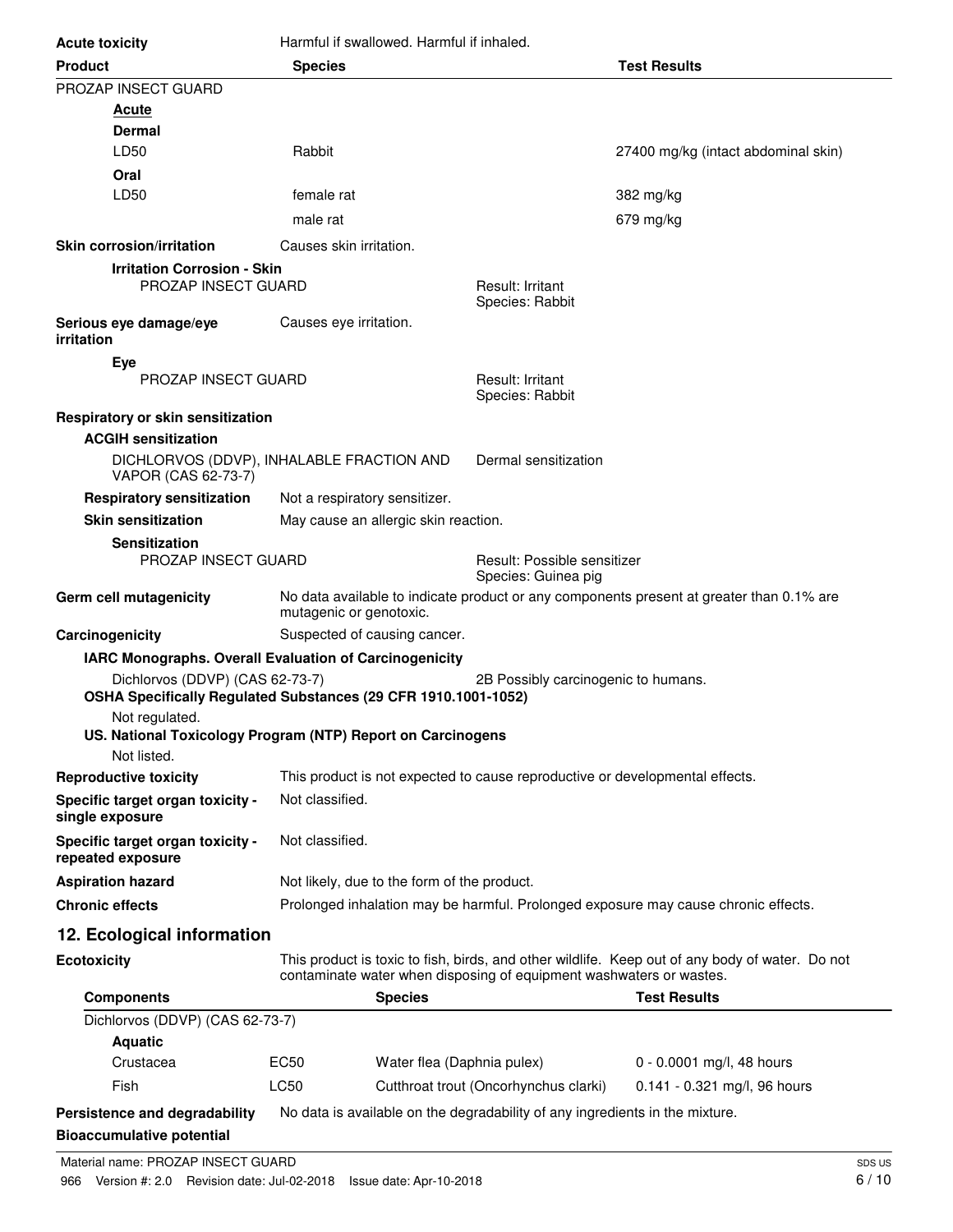**Acute toxicity** Harmful if swallowed. Harmful if inhaled.

| Product | Species | Test Results |
| --- | --- | --- |
| PROZAP INSECT GUARD | | |
| **Acute** | | |
| **Dermal** | | |
| LD50 | Rabbit | 27400 mg/kg (intact abdominal skin) |
| **Oral** | | |
| LD50 | female rat | 382 mg/kg |
| | male rat | 679 mg/kg |

**Skin corrosion/irritation** Causes skin irritation.

**Irritation Corrosion - Skin**

PROZAP INSECT GUARD — Result: Irritant; Species: Rabbit

**Serious eye damage/eye irritation** Causes eye irritation.

**Eye**

PROZAP INSECT GUARD — Result: Irritant; Species: Rabbit

**Respiratory or skin sensitization**

**ACGIH sensitization**

DICHLORVOS (DDVP), INHALABLE FRACTION AND VAPOR (CAS 62-73-7) — Dermal sensitization

**Respiratory sensitization** Not a respiratory sensitizer.

**Skin sensitization** May cause an allergic skin reaction.

**Sensitization**

PROZAP INSECT GUARD — Result: Possible sensitizer; Species: Guinea pig

**Germ cell mutagenicity** No data available to indicate product or any components present at greater than 0.1% are mutagenic or genotoxic.

**Carcinogenicity** Suspected of causing cancer.

**IARC Monographs. Overall Evaluation of Carcinogenicity**

Dichlorvos (DDVP) (CAS 62-73-7) — 2B Possibly carcinogenic to humans.

**OSHA Specifically Regulated Substances (29 CFR 1910.1001-1052)**

Not regulated.

**US. National Toxicology Program (NTP) Report on Carcinogens**

Not listed.

**Reproductive toxicity** This product is not expected to cause reproductive or developmental effects.

**Specific target organ toxicity - single exposure** Not classified.

**Specific target organ toxicity - repeated exposure** Not classified.

**Aspiration hazard** Not likely, due to the form of the product.

**Chronic effects** Prolonged inhalation may be harmful. Prolonged exposure may cause chronic effects.

## 12. Ecological information

**Ecotoxicity** This product is toxic to fish, birds, and other wildlife. Keep out of any body of water. Do not contaminate water when disposing of equipment washwaters or wastes.

| Components | | Species | Test Results |
| --- | --- | --- | --- |
| Dichlorvos (DDVP) (CAS 62-73-7) | | | |
| **Aquatic** | | | |
| Crustacea | EC50 | Water flea (Daphnia pulex) | 0 - 0.0001 mg/l, 48 hours |
| Fish | LC50 | Cutthroat trout (Oncorhynchus clarki) | 0.141 - 0.321 mg/l, 96 hours |

**Persistence and degradability** No data is available on the degradability of any ingredients in the mixture.

**Bioaccumulative potential**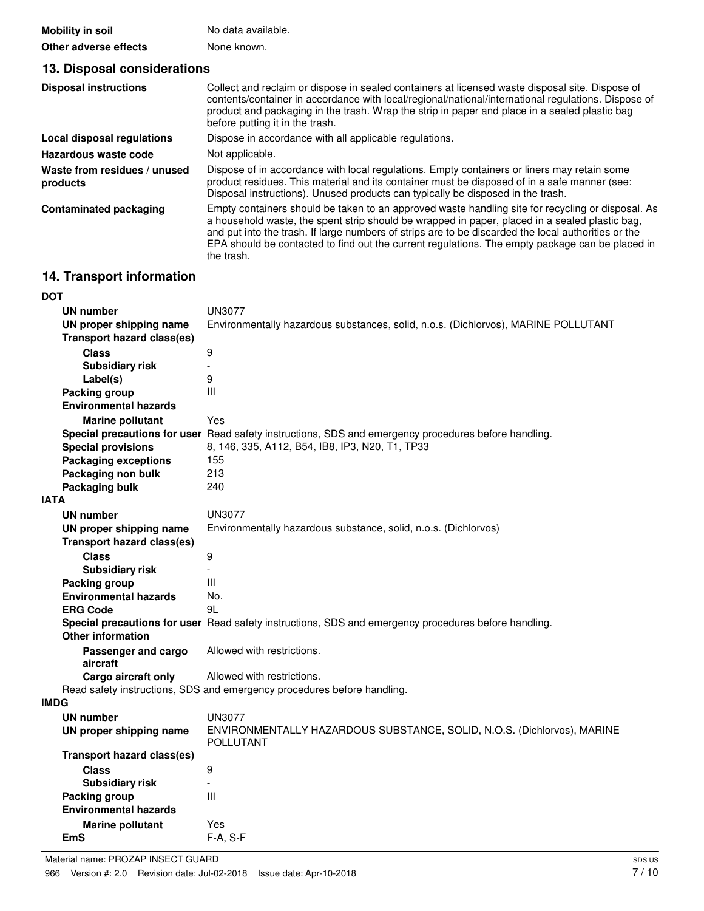| | |
|---|---|
| **Mobility in soil** | No data available. |
| **Other adverse effects** | None known. |

## 13. Disposal considerations

| | |
|---|---|
| **Disposal instructions** | Collect and reclaim or dispose in sealed containers at licensed waste disposal site. Dispose of contents/container in accordance with local/regional/national/international regulations. Dispose of product and packaging in the trash. Wrap the strip in paper and place in a sealed plastic bag before putting it in the trash. |
| **Local disposal regulations** | Dispose in accordance with all applicable regulations. |
| **Hazardous waste code** | Not applicable. |
| **Waste from residues / unused products** | Dispose of in accordance with local regulations. Empty containers or liners may retain some product residues. This material and its container must be disposed of in a safe manner (see: Disposal instructions). Unused products can typically be disposed in the trash. |
| **Contaminated packaging** | Empty containers should be taken to an approved waste handling site for recycling or disposal. As a household waste, the spent strip should be wrapped in paper, placed in a sealed plastic bag, and put into the trash. If large numbers of strips are to be discarded the local authorities or the EPA should be contacted to find out the current regulations. The empty package can be placed in the trash. |

## 14. Transport information

**DOT**

| | |
|---|---|
| **UN number** | UN3077 |
| **UN proper shipping name** | Environmentally hazardous substances, solid, n.o.s. (Dichlorvos), MARINE POLLUTANT |
| **Transport hazard class(es)** | |
| **Class** | 9 |
| **Subsidiary risk** | - |
| **Label(s)** | 9 |
| **Packing group** | III |
| **Environmental hazards** | |
| **Marine pollutant** | Yes |
| **Special precautions for user** | Read safety instructions, SDS and emergency procedures before handling. |
| **Special provisions** | 8, 146, 335, A112, B54, IB8, IP3, N20, T1, TP33 |
| **Packaging exceptions** | 155 |
| **Packaging non bulk** | 213 |
| **Packaging bulk** | 240 |

**IATA**

| | |
|---|---|
| **UN number** | UN3077 |
| **UN proper shipping name** | Environmentally hazardous substance, solid, n.o.s. (Dichlorvos) |
| **Transport hazard class(es)** | |
| **Class** | 9 |
| **Subsidiary risk** | - |
| **Packing group** | III |
| **Environmental hazards** | No. |
| **ERG Code** | 9L |
| **Special precautions for user** | Read safety instructions, SDS and emergency procedures before handling. |
| **Other information** | |
| **Passenger and cargo aircraft** | Allowed with restrictions. |
| **Cargo aircraft only** | Allowed with restrictions. |

Read safety instructions, SDS and emergency procedures before handling.

**IMDG**

| | |
|---|---|
| **UN number** | UN3077 |
| **UN proper shipping name** | ENVIRONMENTALLY HAZARDOUS SUBSTANCE, SOLID, N.O.S. (Dichlorvos), MARINE POLLUTANT |
| **Transport hazard class(es)** | |
| **Class** | 9 |
| **Subsidiary risk** | - |
| **Packing group** | III |
| **Environmental hazards** | |
| **Marine pollutant** | Yes |
| **EmS** | F-A, S-F |

Material name: PROZAP INSECT GUARD

966 Version #: 2.0 Revision date: Jul-02-2018 Issue date: Apr-10-2018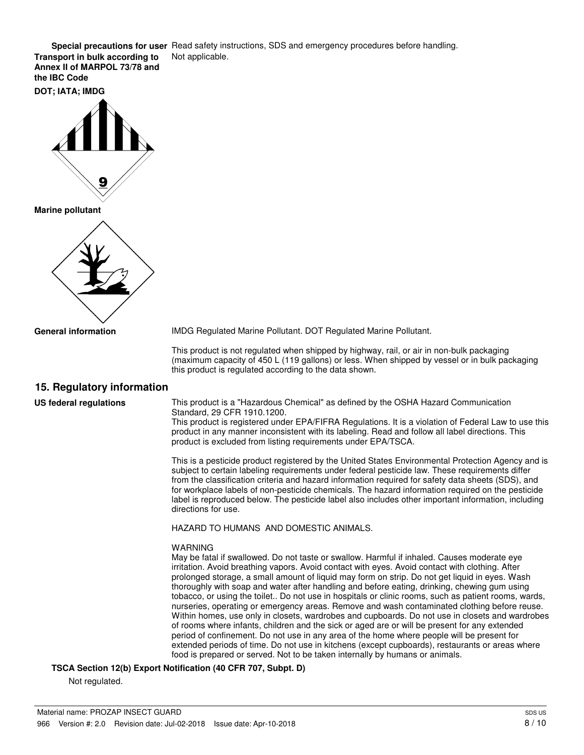**Special precautions for user** Read safety instructions, SDS and emergency procedures before handling.

**Transport in bulk according to Annex II of MARPOL 73/78 and the IBC Code** Not applicable.

**DOT; IATA; IMDG**

**Marine pollutant**

**General information** IMDG Regulated Marine Pollutant. DOT Regulated Marine Pollutant.

This product is not regulated when shipped by highway, rail, or air in non-bulk packaging (maximum capacity of 450 L (119 gallons) or less. When shipped by vessel or in bulk packaging this product is regulated according to the data shown.

## 15. Regulatory information

**US federal regulations** This product is a "Hazardous Chemical" as defined by the OSHA Hazard Communication Standard, 29 CFR 1910.1200.

This product is registered under EPA/FIFRA Regulations. It is a violation of Federal Law to use this product in any manner inconsistent with its labeling. Read and follow all label directions. This product is excluded from listing requirements under EPA/TSCA.

This is a pesticide product registered by the United States Environmental Protection Agency and is subject to certain labeling requirements under federal pesticide law. These requirements differ from the classification criteria and hazard information required for safety data sheets (SDS), and for workplace labels of non-pesticide chemicals. The hazard information required on the pesticide label is reproduced below. The pesticide label also includes other important information, including directions for use.

HAZARD TO HUMANS AND DOMESTIC ANIMALS.

WARNING
May be fatal if swallowed. Do not taste or swallow. Harmful if inhaled. Causes moderate eye irritation. Avoid breathing vapors. Avoid contact with eyes. Avoid contact with clothing. After prolonged storage, a small amount of liquid may form on strip. Do not get liquid in eyes. Wash thoroughly with soap and water after handling and before eating, drinking, chewing gum using tobacco, or using the toilet.. Do not use in hospitals or clinic rooms, such as patient rooms, wards, nurseries, operating or emergency areas. Remove and wash contaminated clothing before reuse. Within homes, use only in closets, wardrobes and cupboards. Do not use in closets and wardrobes of rooms where infants, children and the sick or aged are or will be present for any extended period of confinement. Do not use in any area of the home where people will be present for extended periods of time. Do not use in kitchens (except cupboards), restaurants or areas where food is prepared or served. Not to be taken internally by humans or animals.

**TSCA Section 12(b) Export Notification (40 CFR 707, Subpt. D)**

Not regulated.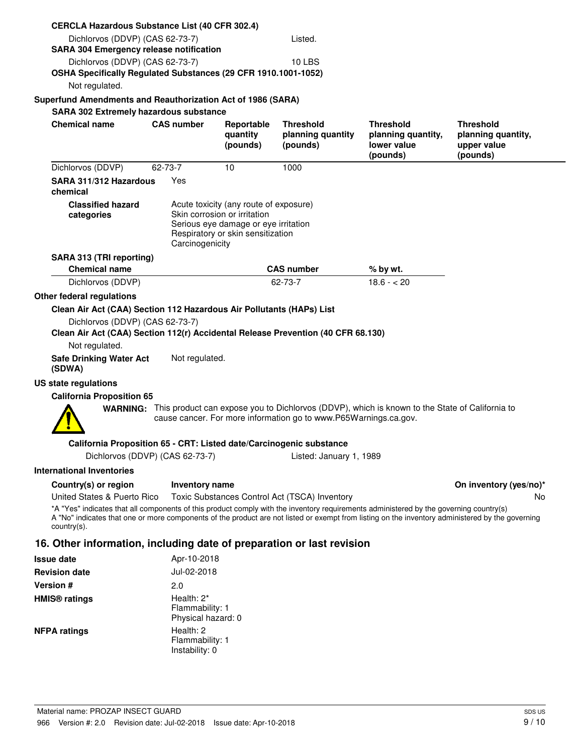**CERCLA Hazardous Substance List (40 CFR 302.4)**

Dichlorvos (DDVP) (CAS 62-73-7) Listed.

**SARA 304 Emergency release notification**

Dichlorvos (DDVP) (CAS 62-73-7) 10 LBS

**OSHA Specifically Regulated Substances (29 CFR 1910.1001-1052)**

Not regulated.

**Superfund Amendments and Reauthorization Act of 1986 (SARA)**

**SARA 302 Extremely hazardous substance**

| Chemical name | CAS number | Reportable quantity (pounds) | Threshold planning quantity (pounds) | Threshold planning quantity, lower value (pounds) | Threshold planning quantity, upper value (pounds) |
|---|---|---|---|---|---|
| Dichlorvos (DDVP) | 62-73-7 | 10 | 1000 | | |

**SARA 311/312 Hazardous chemical** Yes

**Classified hazard categories**
Acute toxicity (any route of exposure)
Skin corrosion or irritation
Serious eye damage or eye irritation
Respiratory or skin sensitization
Carcinogenicity

**SARA 313 (TRI reporting)**

| Chemical name | CAS number | % by wt. |
|---|---|---|
| Dichlorvos (DDVP) | 62-73-7 | 18.6 - < 20 |

**Other federal regulations**

**Clean Air Act (CAA) Section 112 Hazardous Air Pollutants (HAPs) List**

Dichlorvos (DDVP) (CAS 62-73-7)

**Clean Air Act (CAA) Section 112(r) Accidental Release Prevention (40 CFR 68.130)**

Not regulated.

**Safe Drinking Water Act (SDWA)** Not regulated.

**US state regulations**

**California Proposition 65**

**WARNING:** This product can expose you to Dichlorvos (DDVP), which is known to the State of California to cause cancer. For more information go to www.P65Warnings.ca.gov.

**California Proposition 65 - CRT: Listed date/Carcinogenic substance**

Dichlorvos (DDVP) (CAS 62-73-7) Listed: January 1, 1989

**International Inventories**

| Country(s) or region | Inventory name | On inventory (yes/no)* |
|---|---|---|
| United States & Puerto Rico | Toxic Substances Control Act (TSCA) Inventory | No |

*A "Yes" indicates that all components of this product comply with the inventory requirements administered by the governing country(s)
A "No" indicates that one or more components of the product are not listed or exempt from listing on the inventory administered by the governing country(s).

## 16. Other information, including date of preparation or last revision

**Issue date** Apr-10-2018

**Revision date** Jul-02-2018

**Version #** 2.0

**HMIS® ratings**
Health: 2*
Flammability: 1
Physical hazard: 0

**NFPA ratings**
Health: 2
Flammability: 1
Instability: 0

Material name: PROZAP INSECT GUARD
966 Version #: 2.0 Revision date: Jul-02-2018 Issue date: Apr-10-2018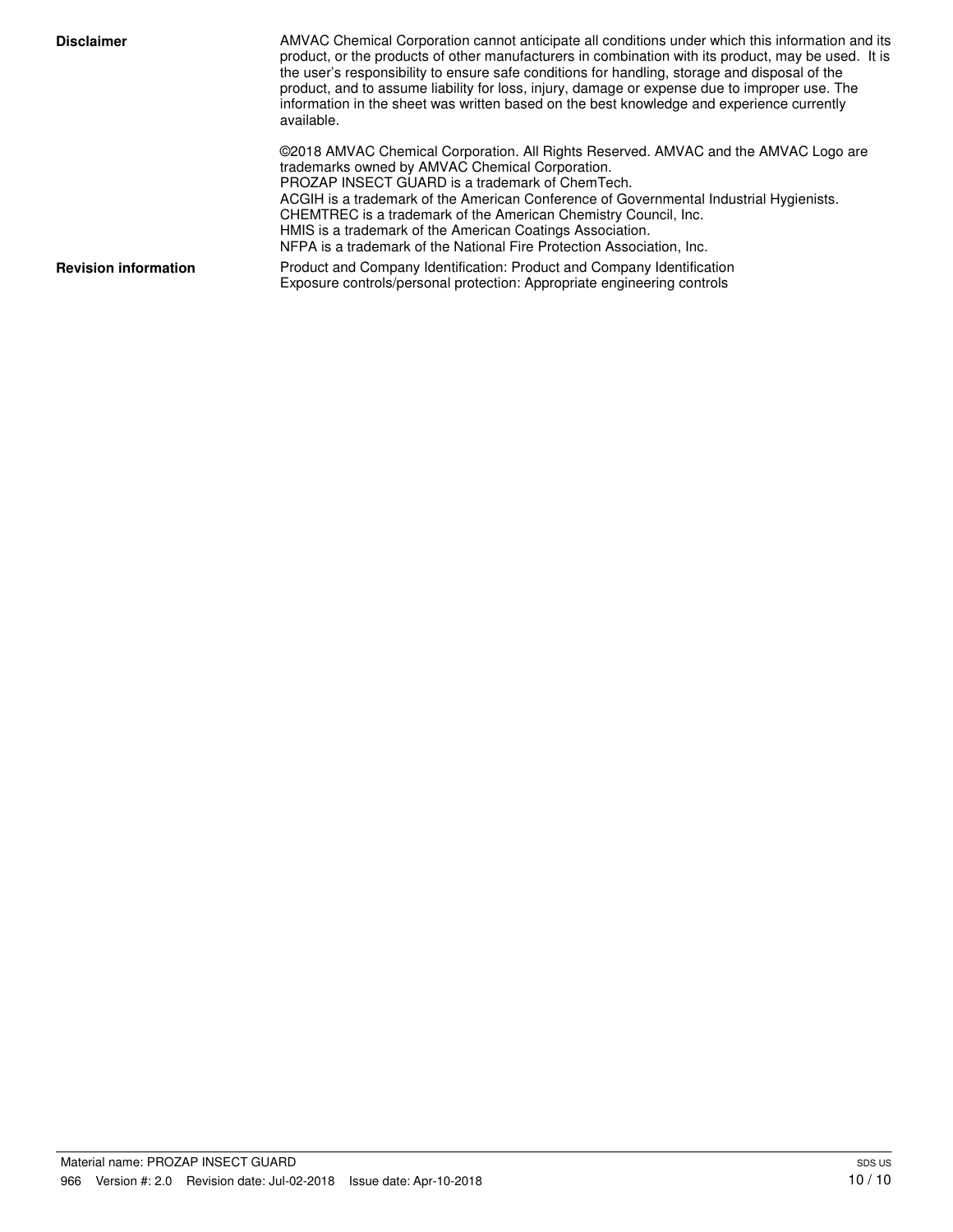**Disclaimer**

AMVAC Chemical Corporation cannot anticipate all conditions under which this information and its product, or the products of other manufacturers in combination with its product, may be used. It is the user's responsibility to ensure safe conditions for handling, storage and disposal of the product, and to assume liability for loss, injury, damage or expense due to improper use. The information in the sheet was written based on the best knowledge and experience currently available.

©2018 AMVAC Chemical Corporation. All Rights Reserved. AMVAC and the AMVAC Logo are trademarks owned by AMVAC Chemical Corporation.
PROZAP INSECT GUARD is a trademark of ChemTech.
ACGIH is a trademark of the American Conference of Governmental Industrial Hygienists.
CHEMTREC is a trademark of the American Chemistry Council, Inc.
HMIS is a trademark of the American Coatings Association.
NFPA is a trademark of the National Fire Protection Association, Inc.

**Revision information**

Product and Company Identification: Product and Company Identification
Exposure controls/personal protection: Appropriate engineering controls